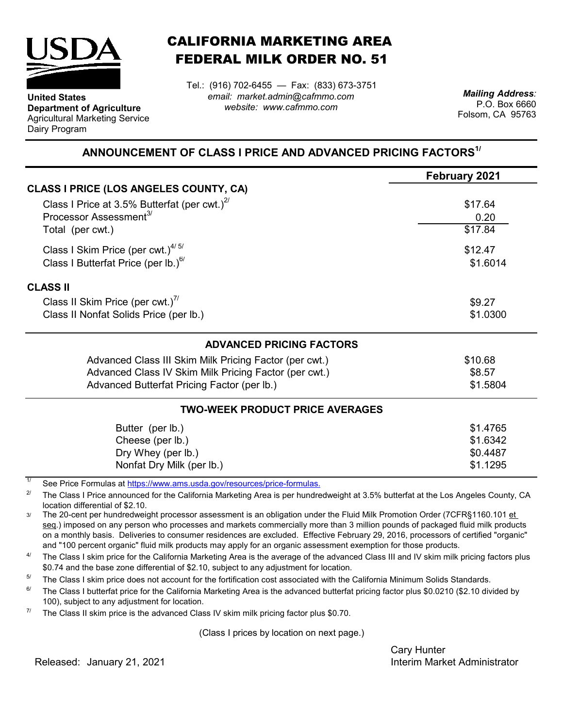**United States Department of Agriculture**
Agricultural Marketing Service
Dairy Program

# CALIFORNIA MARKETING AREA FEDERAL MILK ORDER NO. 51

Tel.: (916) 702-6455 — Fax: (833) 673-3751
*email: market.admin@cafmmo.com*
*website: www.cafmmo.com*

*Mailing Address:*
P.O. Box 6660
Folsom, CA 95763

## ANNOUNCEMENT OF CLASS I PRICE AND ADVANCED PRICING FACTORS[1/]

| | February 2021 |
|---|---|
| **CLASS I PRICE (LOS ANGELES COUNTY, CA)** | |
| Class I Price at 3.5% Butterfat (per cwt.)[2/] | \$17.64 |
| Processor Assessment[3/] | 0.20 |
| Total (per cwt.) | \$17.84 |
| Class I Skim Price (per cwt.)[4/ 5/] | \$12.47 |
| Class I Butterfat Price (per lb.)[6/] | \$1.6014 |
| **CLASS II** | |
| Class II Skim Price (per cwt.)[7/] | \$9.27 |
| Class II Nonfat Solids Price (per lb.) | \$1.0300 |

### ADVANCED PRICING FACTORS

| | |
|---|---|
| Advanced Class III Skim Milk Pricing Factor (per cwt.) | \$10.68 |
| Advanced Class IV Skim Milk Pricing Factor (per cwt.) | \$8.57 |
| Advanced Butterfat Pricing Factor (per lb.) | \$1.5804 |

### TWO-WEEK PRODUCT PRICE AVERAGES

| | |
|---|---|
| Butter (per lb.) | \$1.4765 |
| Cheese (per lb.) | \$1.6342 |
| Dry Whey (per lb.) | \$0.4487 |
| Nonfat Dry Milk (per lb.) | \$1.1295 |

1/ See Price Formulas at https://www.ams.usda.gov/resources/price-formulas.

2/ The Class I Price announced for the California Marketing Area is per hundredweight at 3.5% butterfat at the Los Angeles County, CA location differential of \$2.10.

3/ The 20-cent per hundredweight processor assessment is an obligation under the Fluid Milk Promotion Order (7CFR§1160.101 et seq.) imposed on any person who processes and markets commercially more than 3 million pounds of packaged fluid milk products on a monthly basis. Deliveries to consumer residences are excluded. Effective February 29, 2016, processors of certified "organic" and "100 percent organic" fluid milk products may apply for an organic assessment exemption for those products.

4/ The Class I skim price for the California Marketing Area is the average of the advanced Class III and IV skim milk pricing factors plus \$0.74 and the base zone differential of \$2.10, subject to any adjustment for location.

5/ The Class I skim price does not account for the fortification cost associated with the California Minimum Solids Standards.

6/ The Class I butterfat price for the California Marketing Area is the advanced butterfat pricing factor plus \$0.0210 (\$2.10 divided by 100), subject to any adjustment for location.

7/ The Class II skim price is the advanced Class IV skim milk pricing factor plus \$0.70.

(Class I prices by location on next page.)

Released: January 21, 2021

Cary Hunter
Interim Market Administrator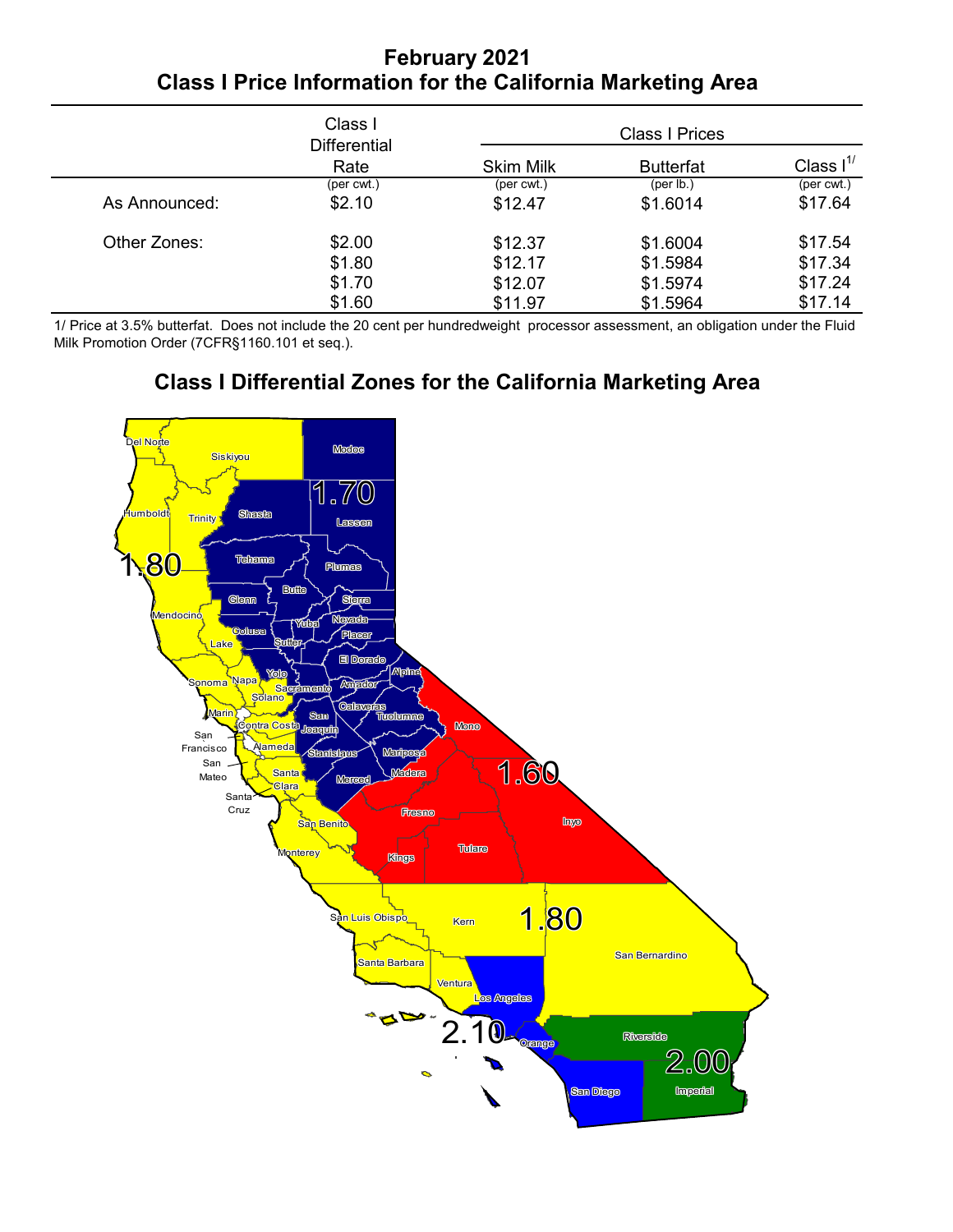# February 2021
# Class I Price Information for the California Marketing Area

| | Class I Differential Rate | Class I Prices | | |
|---|---|---|---|---|
| | | Skim Milk | Butterfat | Class I[1/] |
| | (per cwt.) | (per cwt.) | (per lb.) | (per cwt.) |
| As Announced: | $2.10 | $12.47 | $1.6014 | $17.64 |
| Other Zones: | $2.00 | $12.37 | $1.6004 | $17.54 |
| | $1.80 | $12.17 | $1.5984 | $17.34 |
| | $1.70 | $12.07 | $1.5974 | $17.24 |
| | $1.60 | $11.97 | $1.5964 | $17.14 |

1/ Price at 3.5% butterfat. Does not include the 20 cent per hundredweight processor assessment, an obligation under the Fluid Milk Promotion Order (7CFR§1160.101 et seq.).

## Class I Differential Zones for the California Marketing Area

Del Norte
Siskiyou
Modoc
1.70
Humboldt
Trinity
Shasta
Lassen
1.80
Tehama
Plumas
Butte
Glenn
Sierra
Mendocino
Nevada
Yuba
Colusa
Placer
Lake
Sutter
El Dorado
Yolo
Alpine
Sonoma
Napa
Sacramento
Amador
Solano
Calaveras
Marin
San Joaquin
Tuolumne
Mono
Contra Costa
San Francisco
Alameda
Stanislaus
Mariposa
San Mateo
Santa Clara
Madera
1.60
Merced
Santa Cruz
Fresno
San Benito
Inyo
Tulare
Monterey
Kings
San Luis Obispo
Kern
1.80
San Bernardino
Santa Barbara
Ventura
Los Angeles
2.10
Orange
Riverside
2.00
San Diego
Imperial